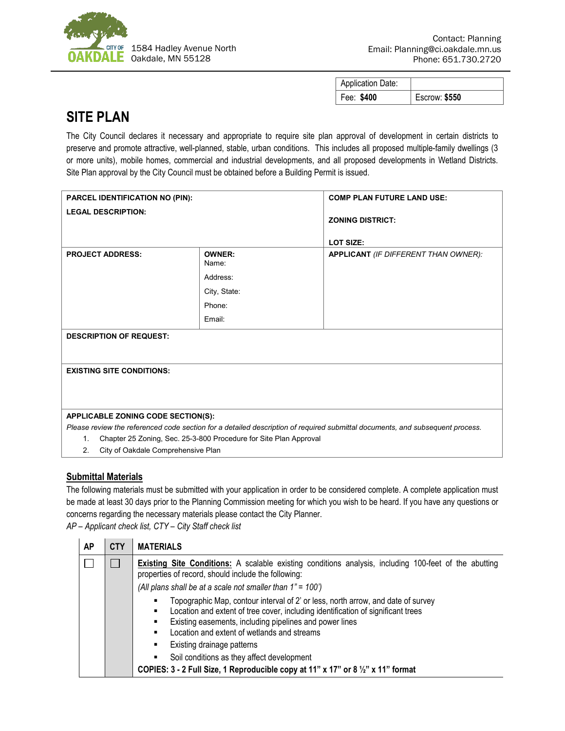CITY OF OAKDALE
1584 Hadley Avenue North
Oakdale, MN 55128

Contact: Planning
Email: Planning@ci.oakdale.mn.us
Phone: 651.730.2720

| Application Date: | |
|---|---|
| Fee: **$400** | Escrow: **$550** |

# SITE PLAN

The City Council declares it necessary and appropriate to require site plan approval of development in certain districts to preserve and promote attractive, well-planned, stable, urban conditions. This includes all proposed multiple-family dwellings (3 or more units), mobile homes, commercial and industrial developments, and all proposed developments in Wetland Districts. Site Plan approval by the City Council must be obtained before a Building Permit is issued.

| **PARCEL IDENTIFICATION NO (PIN):**<br>**LEGAL DESCRIPTION:** | | **COMP PLAN FUTURE LAND USE:**<br>**ZONING DISTRICT:**<br>**LOT SIZE:** |
|---|---|---|
| **PROJECT ADDRESS:** | **OWNER:**<br>Name:<br>Address:<br>City, State:<br>Phone:<br>Email: | **APPLICANT** *(IF DIFFERENT THAN OWNER):* |
| **DESCRIPTION OF REQUEST:** | | |
| **EXISTING SITE CONDITIONS:** | | |

**APPLICABLE ZONING CODE SECTION(S):**

*Please review the referenced code section for a detailed description of required submittal documents, and subsequent process.*

1. Chapter 25 Zoning, Sec. 25-3-800 Procedure for Site Plan Approval
2. City of Oakdale Comprehensive Plan

## Submittal Materials

The following materials must be submitted with your application in order to be considered complete. A complete application must be made at least 30 days prior to the Planning Commission meeting for which you wish to be heard. If you have any questions or concerns regarding the necessary materials please contact the City Planner.

*AP – Applicant check list, CTY – City Staff check list*

| AP | CTY | MATERIALS |
|---|---|---|
| ☐ | ☐ | **Existing Site Conditions:** A scalable existing conditions analysis, including 100-feet of the abutting properties of record, should include the following:<br>*(All plans shall be at a scale not smaller than 1" = 100')*<br>▪ Topographic Map, contour interval of 2' or less, north arrow, and date of survey<br>▪ Location and extent of tree cover, including identification of significant trees<br>▪ Existing easements, including pipelines and power lines<br>▪ Location and extent of wetlands and streams<br>▪ Existing drainage patterns<br>▪ Soil conditions as they affect development<br>**COPIES: 3 - 2 Full Size, 1 Reproducible copy at 11" x 17" or 8 ½" x 11" format** |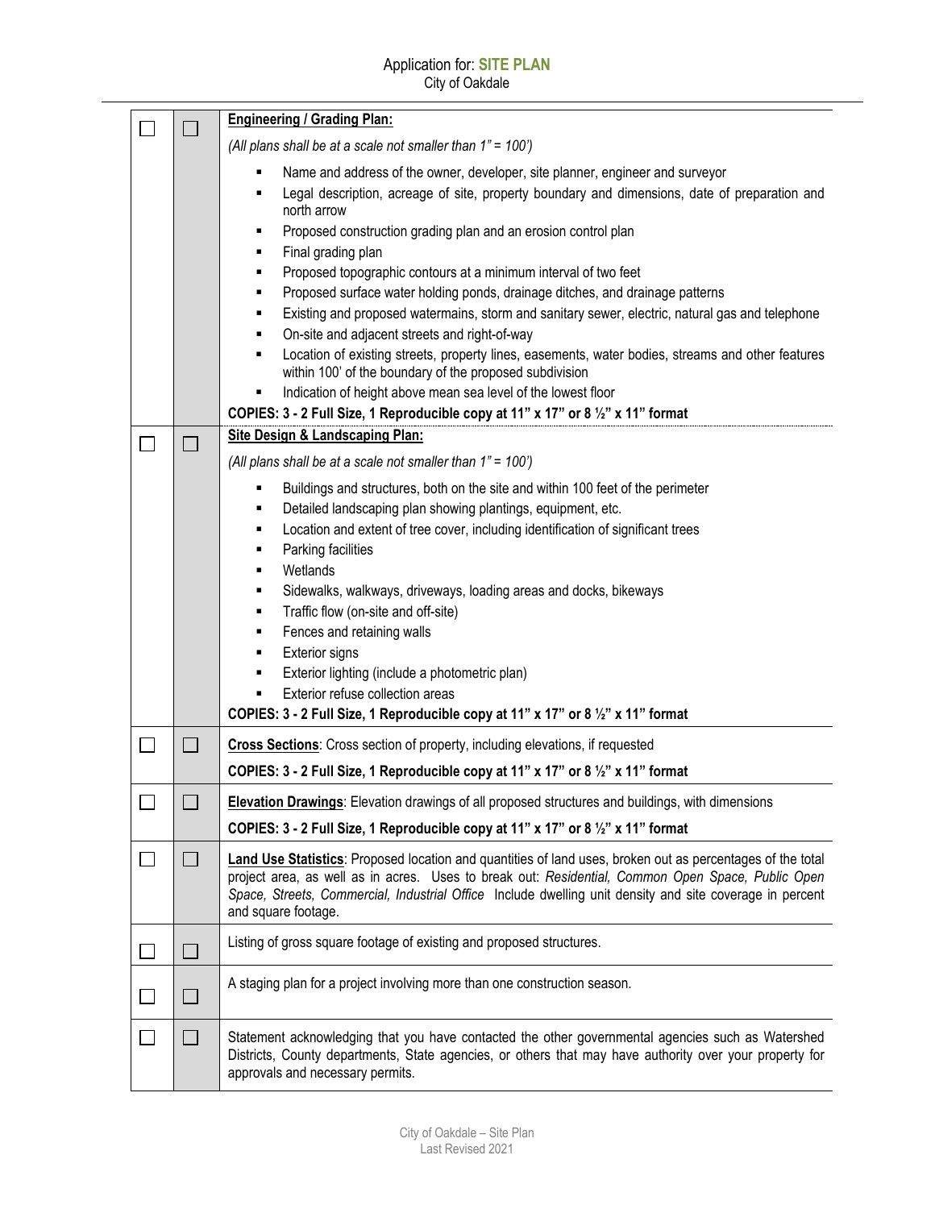Application for: **SITE PLAN**
City of Oakdale

| ☐ | ☐ | **Engineering / Grading Plan:**<br>*(All plans shall be at a scale not smaller than 1" = 100')*<br>▪ Name and address of the owner, developer, site planner, engineer and surveyor<br>▪ Legal description, acreage of site, property boundary and dimensions, date of preparation and north arrow<br>▪ Proposed construction grading plan and an erosion control plan<br>▪ Final grading plan<br>▪ Proposed topographic contours at a minimum interval of two feet<br>▪ Proposed surface water holding ponds, drainage ditches, and drainage patterns<br>▪ Existing and proposed watermains, storm and sanitary sewer, electric, natural gas and telephone<br>▪ On-site and adjacent streets and right-of-way<br>▪ Location of existing streets, property lines, easements, water bodies, streams and other features within 100' of the boundary of the proposed subdivision<br>▪ Indication of height above mean sea level of the lowest floor<br>**COPIES: 3 - 2 Full Size, 1 Reproducible copy at 11" x 17" or 8 ½" x 11" format** |
|---|---|---|
| ☐ | ☐ | **Site Design & Landscaping Plan:**<br>*(All plans shall be at a scale not smaller than 1" = 100')*<br>▪ Buildings and structures, both on the site and within 100 feet of the perimeter<br>▪ Detailed landscaping plan showing plantings, equipment, etc.<br>▪ Location and extent of tree cover, including identification of significant trees<br>▪ Parking facilities<br>▪ Wetlands<br>▪ Sidewalks, walkways, driveways, loading areas and docks, bikeways<br>▪ Traffic flow (on-site and off-site)<br>▪ Fences and retaining walls<br>▪ Exterior signs<br>▪ Exterior lighting (include a photometric plan)<br>▪ Exterior refuse collection areas<br>**COPIES: 3 - 2 Full Size, 1 Reproducible copy at 11" x 17" or 8 ½" x 11" format** |
| ☐ | ☐ | **Cross Sections**: Cross section of property, including elevations, if requested<br>**COPIES: 3 - 2 Full Size, 1 Reproducible copy at 11" x 17" or 8 ½" x 11" format** |
| ☐ | ☐ | **Elevation Drawings**: Elevation drawings of all proposed structures and buildings, with dimensions<br>**COPIES: 3 - 2 Full Size, 1 Reproducible copy at 11" x 17" or 8 ½" x 11" format** |
| ☐ | ☐ | **Land Use Statistics**: Proposed location and quantities of land uses, broken out as percentages of the total project area, as well as in acres. Uses to break out: *Residential, Common Open Space, Public Open Space, Streets, Commercial, Industrial Office* Include dwelling unit density and site coverage in percent and square footage. |
| ☐ | ☐ | Listing of gross square footage of existing and proposed structures. |
| ☐ | ☐ | A staging plan for a project involving more than one construction season. |
| ☐ | ☐ | Statement acknowledging that you have contacted the other governmental agencies such as Watershed Districts, County departments, State agencies, or others that may have authority over your property for approvals and necessary permits. |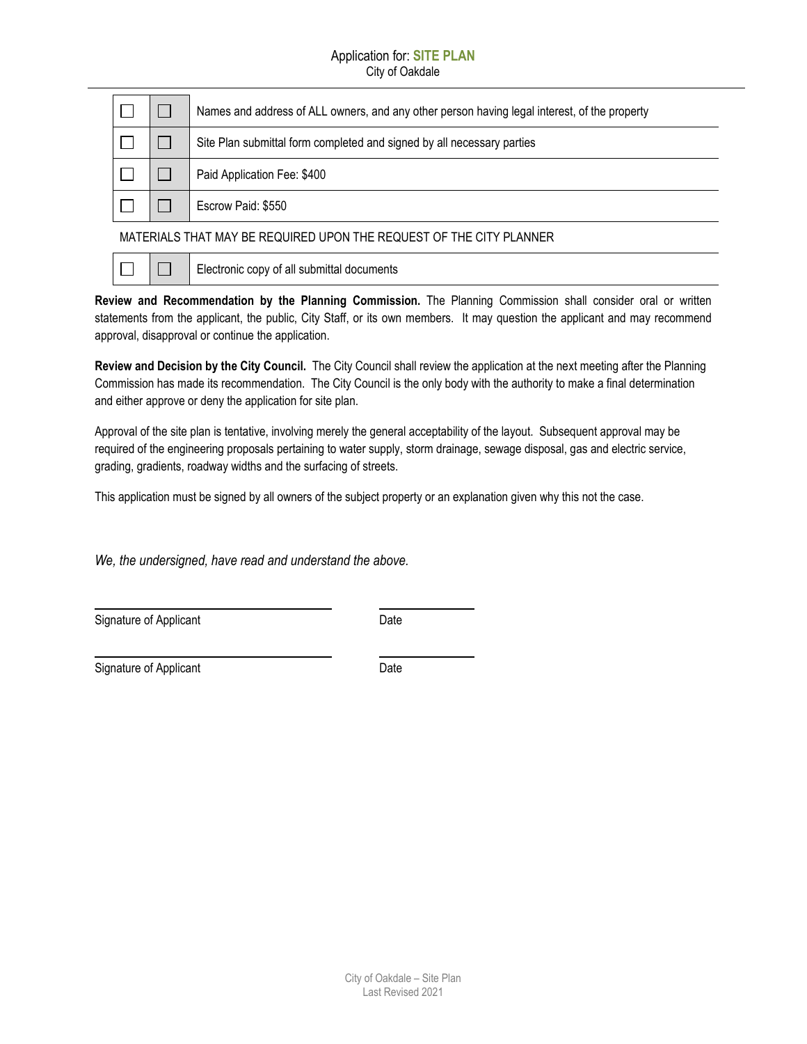| | | |
|---|---|---|
| ☐ | ☐ | Names and address of ALL owners, and any other person having legal interest, of the property |
| ☐ | ☐ | Site Plan submittal form completed and signed by all necessary parties |
| ☐ | ☐ | Paid Application Fee: $400 |
| ☐ | ☐ | Escrow Paid: $550 |
| MATERIALS THAT MAY BE REQUIRED UPON THE REQUEST OF THE CITY PLANNER | | |
| ☐ | ☐ | Electronic copy of all submittal documents |

**Review and Recommendation by the Planning Commission.** The Planning Commission shall consider oral or written statements from the applicant, the public, City Staff, or its own members. It may question the applicant and may recommend approval, disapproval or continue the application.

**Review and Decision by the City Council.** The City Council shall review the application at the next meeting after the Planning Commission has made its recommendation. The City Council is the only body with the authority to make a final determination and either approve or deny the application for site plan.

Approval of the site plan is tentative, involving merely the general acceptability of the layout. Subsequent approval may be required of the engineering proposals pertaining to water supply, storm drainage, sewage disposal, gas and electric service, grading, gradients, roadway widths and the surfacing of streets.

This application must be signed by all owners of the subject property or an explanation given why this not the case.

*We, the undersigned, have read and understand the above.*

\_\_\_\_\_\_\_\_\_\_\_\_\_\_\_\_\_\_\_\_\_\_\_\_\_\_\_\_\_\_ \_\_\_\_\_\_\_\_\_\_\_\_

Signature of Applicant Date

\_\_\_\_\_\_\_\_\_\_\_\_\_\_\_\_\_\_\_\_\_\_\_\_\_\_\_\_\_\_ \_\_\_\_\_\_\_\_\_\_\_\_

Signature of Applicant Date